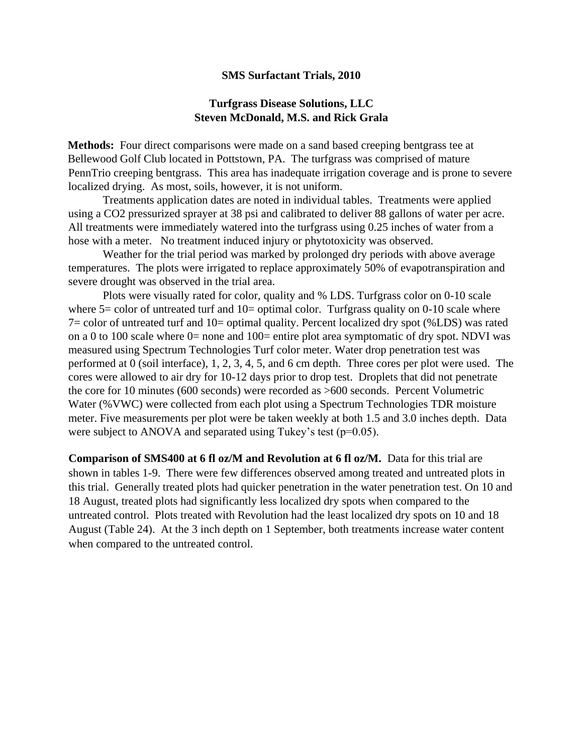# SMS Surfactant Trials, 2010

## Turfgrass Disease Solutions, LLC
## Steven McDonald, M.S. and Rick Grala

**Methods:** Four direct comparisons were made on a sand based creeping bentgrass tee at Bellewood Golf Club located in Pottstown, PA. The turfgrass was comprised of mature PennTrio creeping bentgrass. This area has inadequate irrigation coverage and is prone to severe localized drying. As most, soils, however, it is not uniform.

Treatments application dates are noted in individual tables. Treatments were applied using a $CO_2$ pressurized sprayer at 38 psi and calibrated to deliver 88 gallons of water per acre. All treatments were immediately watered into the turfgrass using 0.25 inches of water from a hose with a meter. No treatment induced injury or phytotoxicity was observed.

Weather for the trial period was marked by prolonged dry periods with above average temperatures. The plots were irrigated to replace approximately 50% of evapotranspiration and severe drought was observed in the trial area.

Plots were visually rated for color, quality and % LDS. Turfgrass color on 0-10 scale where 5= color of untreated turf and 10= optimal color. Turfgrass quality on 0-10 scale where 7= color of untreated turf and 10= optimal quality. Percent localized dry spot (%LDS) was rated on a 0 to 100 scale where 0= none and 100= entire plot area symptomatic of dry spot. NDVI was measured using Spectrum Technologies Turf color meter. Water drop penetration test was performed at 0 (soil interface), 1, 2, 3, 4, 5, and 6 cm depth. Three cores per plot were used. The cores were allowed to air dry for 10-12 days prior to drop test. Droplets that did not penetrate the core for 10 minutes (600 seconds) were recorded as >600 seconds. Percent Volumetric Water (%VWC) were collected from each plot using a Spectrum Technologies TDR moisture meter. Five measurements per plot were be taken weekly at both 1.5 and 3.0 inches depth. Data were subject to ANOVA and separated using Tukey's test ($p$=0.05).

**Comparison of SMS400 at 6 fl oz/M and Revolution at 6 fl oz/M.** Data for this trial are shown in tables 1-9. There were few differences observed among treated and untreated plots in this trial. Generally treated plots had quicker penetration in the water penetration test. On 10 and 18 August, treated plots had significantly less localized dry spots when compared to the untreated control. Plots treated with Revolution had the least localized dry spots on 10 and 18 August (Table 24). At the 3 inch depth on 1 September, both treatments increase water content when compared to the untreated control.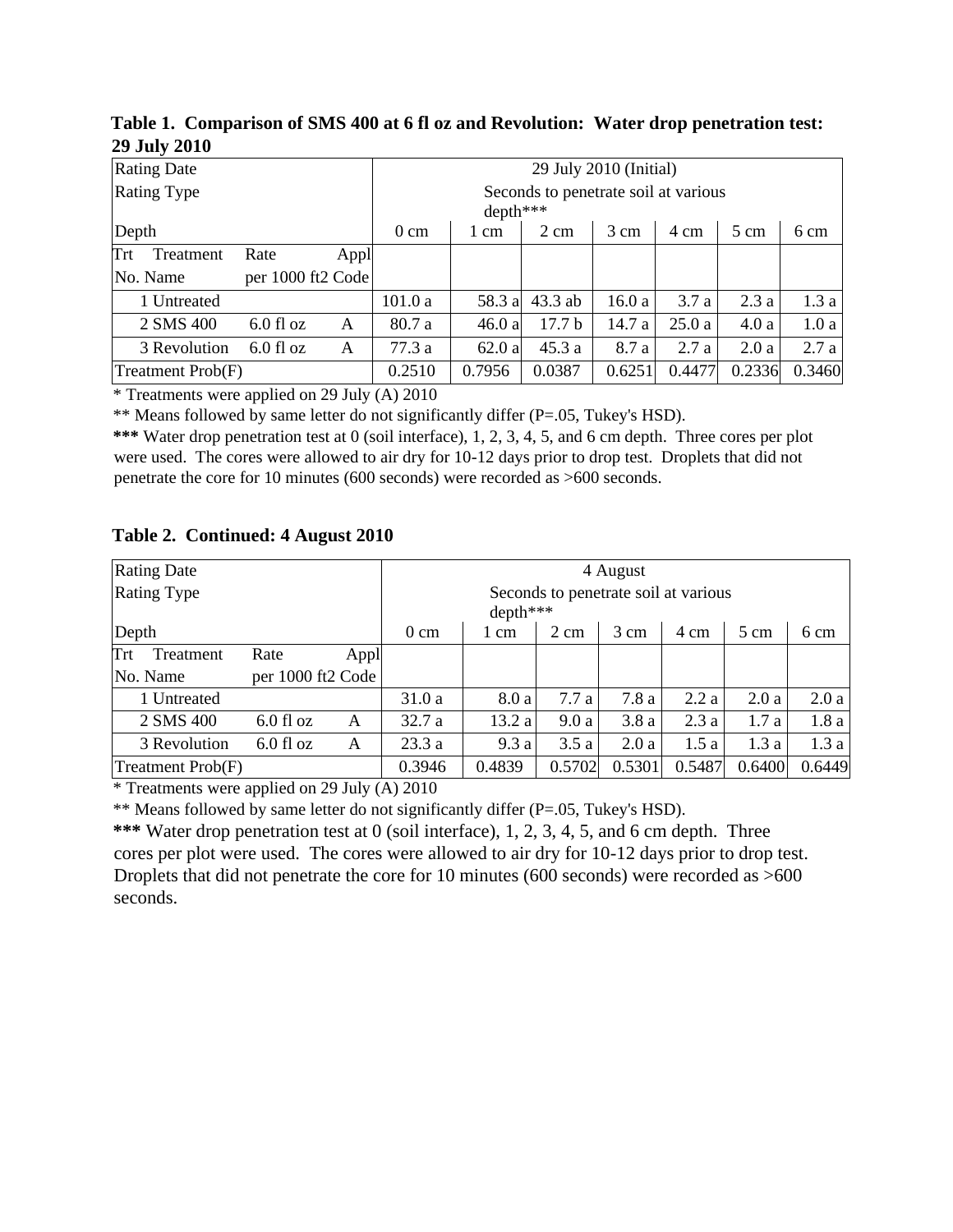**Table 1. Comparison of SMS 400 at 6 fl oz and Revolution: Water drop penetration test: 29 July 2010**

| Rating Date | | | 29 July 2010 (Initial) | | | | | | |
|---|---|---|---|---|---|---|---|---|---|
| Rating Type | | | Seconds to penetrate soil at various depth*** | | | | | | |
| Depth | | | 0 cm | 1 cm | 2 cm | 3 cm | 4 cm | 5 cm | 6 cm |
| Trt No. | Treatment Name | Rate per 1000 ft2 | Appl Code | | | | | | |
| 1 | Untreated | | | 101.0 a | 58.3 a | 43.3 ab | 16.0 a | 3.7 a | 2.3 a | 1.3 a |
| 2 | SMS 400 | 6.0 fl oz | A | 80.7 a | 46.0 a | 17.7 b | 14.7 a | 25.0 a | 4.0 a | 1.0 a |
| 3 | Revolution | 6.0 fl oz | A | 77.3 a | 62.0 a | 45.3 a | 8.7 a | 2.7 a | 2.0 a | 2.7 a |
| Treatment Prob(F) | | | | 0.2510 | 0.7956 | 0.0387 | 0.6251 | 0.4477 | 0.2336 | 0.3460 |

\* Treatments were applied on 29 July (A) 2010

** Means followed by same letter do not significantly differ (P=.05, Tukey's HSD).

**\*\*\*** Water drop penetration test at 0 (soil interface), 1, 2, 3, 4, 5, and 6 cm depth. Three cores per plot were used. The cores were allowed to air dry for 10-12 days prior to drop test. Droplets that did not penetrate the core for 10 minutes (600 seconds) were recorded as >600 seconds.

**Table 2. Continued: 4 August 2010**

| Rating Date | | | 4 August | | | | | | |
|---|---|---|---|---|---|---|---|---|---|
| Rating Type | | | Seconds to penetrate soil at various depth*** | | | | | | |
| Depth | | | 0 cm | 1 cm | 2 cm | 3 cm | 4 cm | 5 cm | 6 cm |
| Trt No. | Treatment Name | Rate per 1000 ft2 | Appl Code | | | | | | |
| 1 | Untreated | | | 31.0 a | 8.0 a | 7.7 a | 7.8 a | 2.2 a | 2.0 a | 2.0 a |
| 2 | SMS 400 | 6.0 fl oz | A | 32.7 a | 13.2 a | 9.0 a | 3.8 a | 2.3 a | 1.7 a | 1.8 a |
| 3 | Revolution | 6.0 fl oz | A | 23.3 a | 9.3 a | 3.5 a | 2.0 a | 1.5 a | 1.3 a | 1.3 a |
| Treatment Prob(F) | | | | 0.3946 | 0.4839 | 0.5702 | 0.5301 | 0.5487 | 0.6400 | 0.6449 |

\* Treatments were applied on 29 July (A) 2010

** Means followed by same letter do not significantly differ (P=.05, Tukey's HSD).

**\*\*\*** Water drop penetration test at 0 (soil interface), 1, 2, 3, 4, 5, and 6 cm depth. Three cores per plot were used. The cores were allowed to air dry for 10-12 days prior to drop test. Droplets that did not penetrate the core for 10 minutes (600 seconds) were recorded as >600 seconds.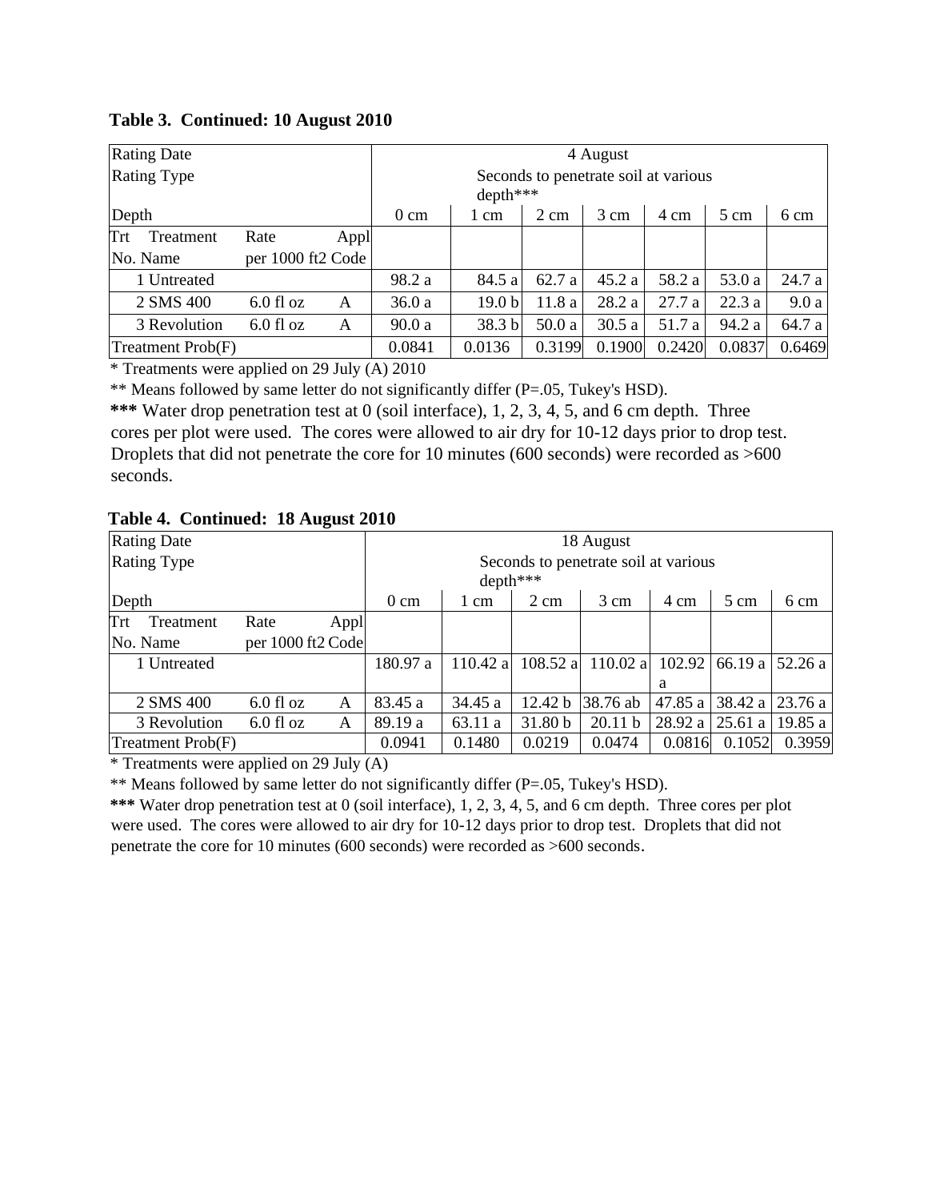**Table 3. Continued: 10 August 2010**

| Rating Date | | | 4 August | | | | | | |
|---|---|---|---|---|---|---|---|---|---|
| Rating Type | | | Seconds to penetrate soil at various depth*** | | | | | | |
| Depth | | | 0 cm | 1 cm | 2 cm | 3 cm | 4 cm | 5 cm | 6 cm |
| Trt No. | Treatment Name | Rate per 1000 ft2 | Appl Code | | | | | | |
| 1 Untreated | | | 98.2 a | 84.5 a | 62.7 a | 45.2 a | 58.2 a | 53.0 a | 24.7 a |
| 2 SMS 400 | 6.0 fl oz | A | 36.0 a | 19.0 b | 11.8 a | 28.2 a | 27.7 a | 22.3 a | 9.0 a |
| 3 Revolution | 6.0 fl oz | A | 90.0 a | 38.3 b | 50.0 a | 30.5 a | 51.7 a | 94.2 a | 64.7 a |
| Treatment Prob(F) | | | 0.0841 | 0.0136 | 0.3199 | 0.1900 | 0.2420 | 0.0837 | 0.6469 |

* Treatments were applied on 29 July (A) 2010

** Means followed by same letter do not significantly differ (P=.05, Tukey's HSD).

**\*\*\*** Water drop penetration test at 0 (soil interface), 1, 2, 3, 4, 5, and 6 cm depth. Three cores per plot were used. The cores were allowed to air dry for 10-12 days prior to drop test. Droplets that did not penetrate the core for 10 minutes (600 seconds) were recorded as >600 seconds.

**Table 4. Continued: 18 August 2010**

| Rating Date | | | 18 August | | | | | | |
|---|---|---|---|---|---|---|---|---|---|
| Rating Type | | | Seconds to penetrate soil at various depth*** | | | | | | |
| Depth | | | 0 cm | 1 cm | 2 cm | 3 cm | 4 cm | 5 cm | 6 cm |
| Trt No. | Treatment Name | Rate per 1000 ft2 | Appl Code | | | | | | |
| 1 Untreated | | | 180.97 a | 110.42 a | 108.52 a | 110.02 a | 102.92 a | 66.19 a | 52.26 a |
| 2 SMS 400 | 6.0 fl oz | A | 83.45 a | 34.45 a | 12.42 b | 38.76 ab | 47.85 a | 38.42 a | 23.76 a |
| 3 Revolution | 6.0 fl oz | A | 89.19 a | 63.11 a | 31.80 b | 20.11 b | 28.92 a | 25.61 a | 19.85 a |
| Treatment Prob(F) | | | 0.0941 | 0.1480 | 0.0219 | 0.0474 | 0.0816 | 0.1052 | 0.3959 |

* Treatments were applied on 29 July (A)

** Means followed by same letter do not significantly differ (P=.05, Tukey's HSD).

**\*\*\*** Water drop penetration test at 0 (soil interface), 1, 2, 3, 4, 5, and 6 cm depth. Three cores per plot were used. The cores were allowed to air dry for 10-12 days prior to drop test. Droplets that did not penetrate the core for 10 minutes (600 seconds) were recorded as >600 seconds.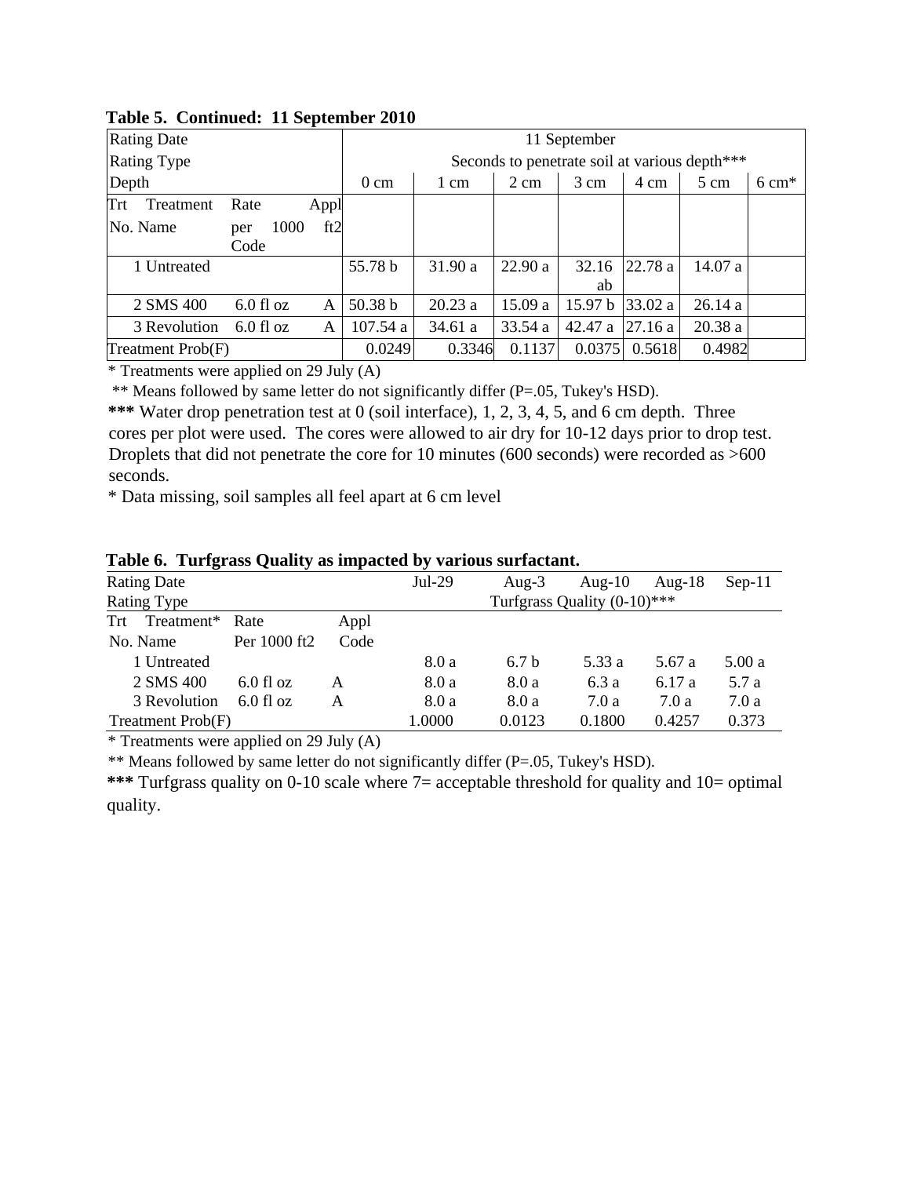**Table 5. Continued: 11 September 2010**

| Rating Date | | | | 11 September | | | | | | |
|---|---|---|---|---|---|---|---|---|---|---|
| Rating Type | | | | Seconds to penetrate soil at various depth*** | | | | | | |
| Depth | | | | 0 cm | 1 cm | 2 cm | 3 cm | 4 cm | 5 cm | 6 cm* |
| Trt No. | Treatment Name | Rate per 1000 ft2 | Appl Code | | | | | | | |
| 1 | Untreated | | | 55.78 b | 31.90 a | 22.90 a | 32.16 ab | 22.78 a | 14.07 a | |
| 2 | SMS 400 | 6.0 fl oz | A | 50.38 b | 20.23 a | 15.09 a | 15.97 b | 33.02 a | 26.14 a | |
| 3 | Revolution | 6.0 fl oz | A | 107.54 a | 34.61 a | 33.54 a | 42.47 a | 27.16 a | 20.38 a | |
| Treatment Prob(F) | | | | 0.0249 | 0.3346 | 0.1137 | 0.0375 | 0.5618 | 0.4982 | |

\* Treatments were applied on 29 July (A)

** Means followed by same letter do not significantly differ (P=.05, Tukey's HSD).

**\*\*\*** Water drop penetration test at 0 (soil interface), 1, 2, 3, 4, 5, and 6 cm depth. Three cores per plot were used. The cores were allowed to air dry for 10-12 days prior to drop test. Droplets that did not penetrate the core for 10 minutes (600 seconds) were recorded as >600 seconds.

\* Data missing, soil samples all feel apart at 6 cm level

**Table 6. Turfgrass Quality as impacted by various surfactant.**

| Rating Date | | | | Jul-29 | Aug-3 | Aug-10 | Aug-18 | Sep-11 |
|---|---|---|---|---|---|---|---|---|
| Rating Type | | | | Turfgrass Quality (0-10)*** | | | | |
| Trt No. | Treatment* Name | Rate Per 1000 ft2 | Appl Code | | | | | |
| 1 | Untreated | | | 8.0 a | 6.7 b | 5.33 a | 5.67 a | 5.00 a |
| 2 | SMS 400 | 6.0 fl oz | A | 8.0 a | 8.0 a | 6.3 a | 6.17 a | 5.7 a |
| 3 | Revolution | 6.0 fl oz | A | 8.0 a | 8.0 a | 7.0 a | 7.0 a | 7.0 a |
| Treatment Prob(F) | | | | 1.0000 | 0.0123 | 0.1800 | 0.4257 | 0.373 |

\* Treatments were applied on 29 July (A)

** Means followed by same letter do not significantly differ (P=.05, Tukey's HSD).

**\*\*\*** Turfgrass quality on 0-10 scale where 7= acceptable threshold for quality and 10= optimal quality.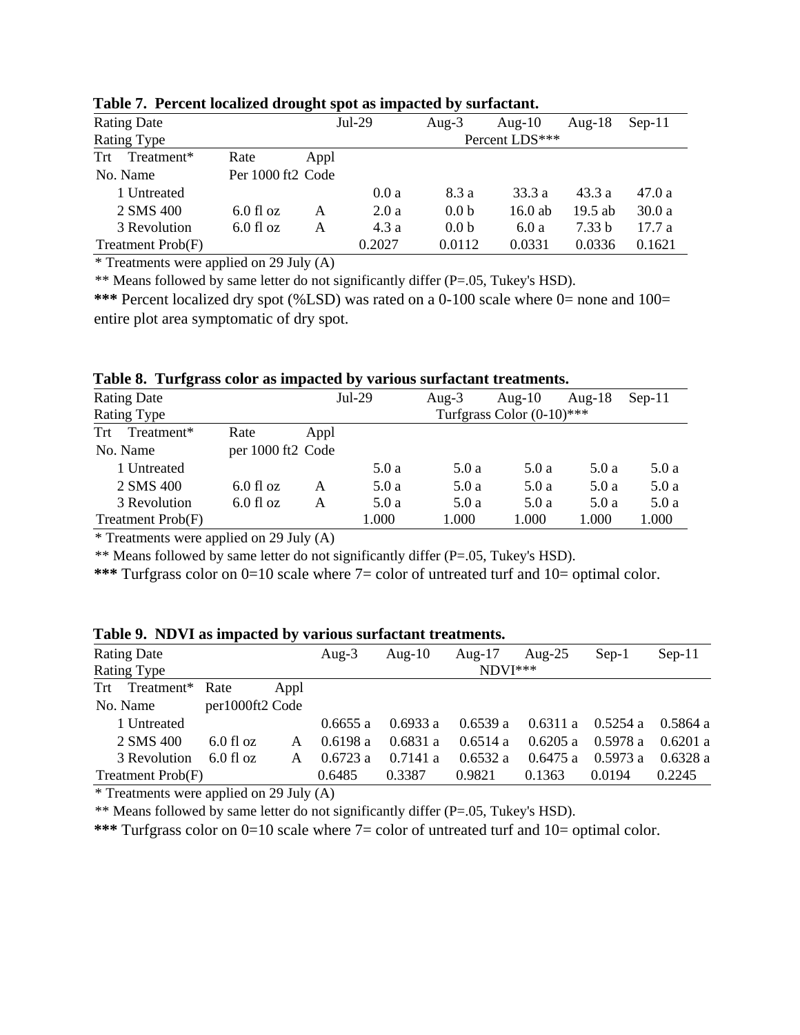**Table 7. Percent localized drought spot as impacted by surfactant.**

| Rating Date | | | Jul-29 | Aug-3 | Aug-10 | Aug-18 | Sep-11 |
|---|---|---|---|---|---|---|---|
| Rating Type | | | Percent LDS*** | | | | |
| Trt No. Treatment* Name | Rate Per 1000 ft2 | Appl Code | | | | | |
| 1 Untreated | | | 0.0 a | 8.3 a | 33.3 a | 43.3 a | 47.0 a |
| 2 SMS 400 | 6.0 fl oz | A | 2.0 a | 0.0 b | 16.0 ab | 19.5 ab | 30.0 a |
| 3 Revolution | 6.0 fl oz | A | 4.3 a | 0.0 b | 6.0 a | 7.33 b | 17.7 a |
| Treatment Prob(F) | | | 0.2027 | 0.0112 | 0.0331 | 0.0336 | 0.1621 |

* Treatments were applied on 29 July (A)

** Means followed by same letter do not significantly differ (P=.05, Tukey's HSD).

**\*\*\*** Percent localized dry spot (%LSD) was rated on a 0-100 scale where 0= none and 100= entire plot area symptomatic of dry spot.

**Table 8. Turfgrass color as impacted by various surfactant treatments.**

| Rating Date | | | Jul-29 | Aug-3 | Aug-10 | Aug-18 | Sep-11 |
|---|---|---|---|---|---|---|---|
| Rating Type | | | Turfgrass Color (0-10)*** | | | | |
| Trt No. Treatment* Name | Rate per 1000 ft2 | Appl Code | | | | | |
| 1 Untreated | | | 5.0 a | 5.0 a | 5.0 a | 5.0 a | 5.0 a |
| 2 SMS 400 | 6.0 fl oz | A | 5.0 a | 5.0 a | 5.0 a | 5.0 a | 5.0 a |
| 3 Revolution | 6.0 fl oz | A | 5.0 a | 5.0 a | 5.0 a | 5.0 a | 5.0 a |
| Treatment Prob(F) | | | 1.000 | 1.000 | 1.000 | 1.000 | 1.000 |

* Treatments were applied on 29 July (A)

** Means followed by same letter do not significantly differ (P=.05, Tukey's HSD).

**\*\*\*** Turfgrass color on 0=10 scale where 7= color of untreated turf and 10= optimal color.

**Table 9. NDVI as impacted by various surfactant treatments.**

| Rating Date | | | Aug-3 | Aug-10 | Aug-17 | Aug-25 | Sep-1 | Sep-11 |
|---|---|---|---|---|---|---|---|---|
| Rating Type | | | NDVI*** | | | | | |
| Trt No. Treatment* Name | Rate per1000ft2 | Appl Code | | | | | | |
| 1 Untreated | | | 0.6655 a | 0.6933 a | 0.6539 a | 0.6311 a | 0.5254 a | 0.5864 a |
| 2 SMS 400 | 6.0 fl oz | A | 0.6198 a | 0.6831 a | 0.6514 a | 0.6205 a | 0.5978 a | 0.6201 a |
| 3 Revolution | 6.0 fl oz | A | 0.6723 a | 0.7141 a | 0.6532 a | 0.6475 a | 0.5973 a | 0.6328 a |
| Treatment Prob(F) | | | 0.6485 | 0.3387 | 0.9821 | 0.1363 | 0.0194 | 0.2245 |

* Treatments were applied on 29 July (A)

** Means followed by same letter do not significantly differ (P=.05, Tukey's HSD).

**\*\*\*** Turfgrass color on 0=10 scale where 7= color of untreated turf and 10= optimal color.